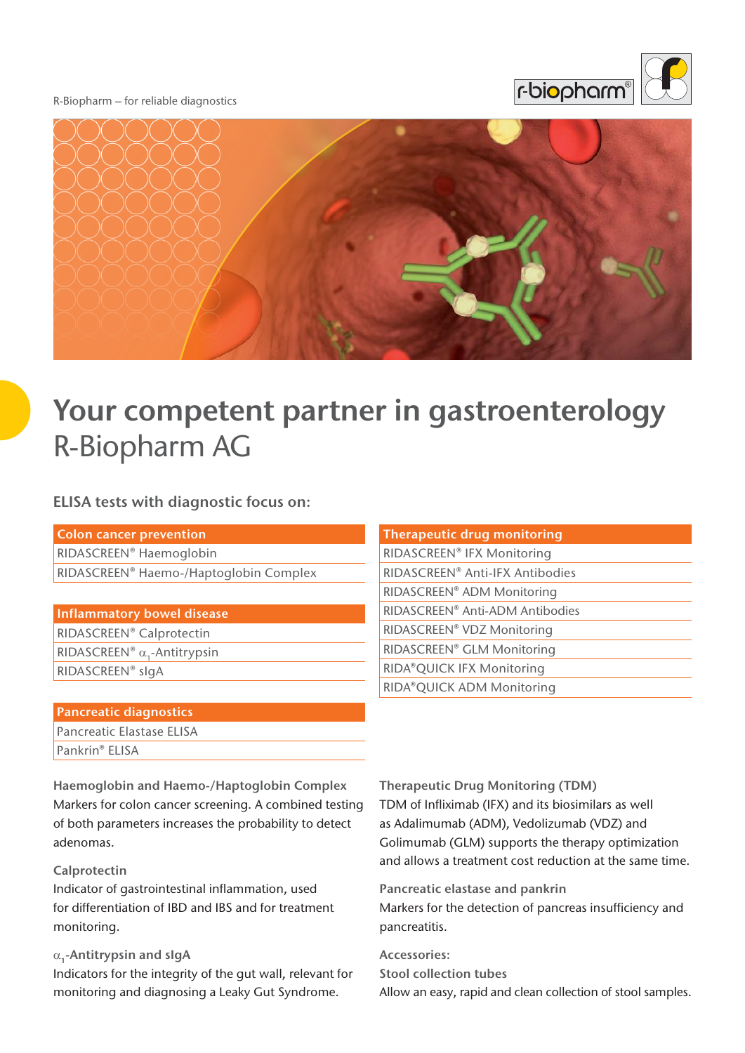R-Biopharm – for reliable diagnostics

# Your competent partner in gastroenterology

## R-Biopharm AG

### ELISA tests with diagnostic focus on:

| Colon cancer prevention |
| --- |
| RIDASCREEN® Haemoglobin |
| RIDASCREEN® Haemo-/Haptoglobin Complex |

| Inflammatory bowel disease |
| --- |
| RIDASCREEN® Calprotectin |
| RIDASCREEN® $\alpha_1$-Antitrypsin |
| RIDASCREEN® sIgA |

| Pancreatic diagnostics |
| --- |
| Pancreatic Elastase ELISA |
| Pankrin® ELISA |

| Therapeutic drug monitoring |
| --- |
| RIDASCREEN® IFX Monitoring |
| RIDASCREEN® Anti-IFX Antibodies |
| RIDASCREEN® ADM Monitoring |
| RIDASCREEN® Anti-ADM Antibodies |
| RIDASCREEN® VDZ Monitoring |
| RIDASCREEN® GLM Monitoring |
| RIDA®QUICK IFX Monitoring |
| RIDA®QUICK ADM Monitoring |

**Haemoglobin and Haemo-/Haptoglobin Complex**
Markers for colon cancer screening. A combined testing of both parameters increases the probability to detect adenomas.

**Calprotectin**
Indicator of gastrointestinal inflammation, used for differentiation of IBD and IBS and for treatment monitoring.

**$\alpha_1$-Antitrypsin and sIgA**
Indicators for the integrity of the gut wall, relevant for monitoring and diagnosing a Leaky Gut Syndrome.

**Therapeutic Drug Monitoring (TDM)**
TDM of Infliximab (IFX) and its biosimilars as well as Adalimumab (ADM), Vedolizumab (VDZ) and Golimumab (GLM) supports the therapy optimization and allows a treatment cost reduction at the same time.

**Pancreatic elastase and pankrin**
Markers for the detection of pancreas insufficiency and pancreatitis.

**Accessories:**
**Stool collection tubes**
Allow an easy, rapid and clean collection of stool samples.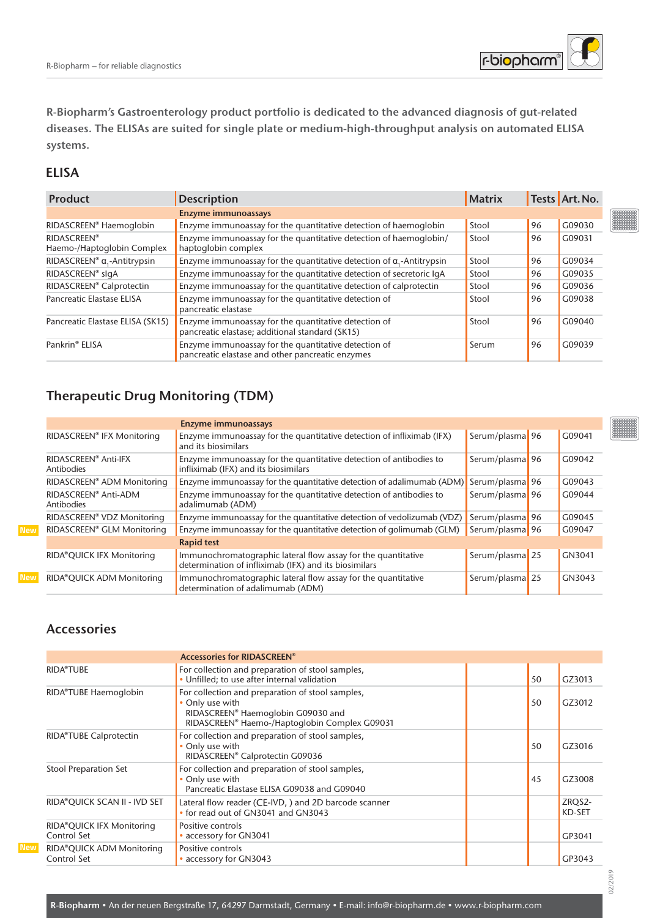**R-Biopharm's Gastroenterology product portfolio is dedicated to the advanced diagnosis of gut-related diseases. The ELISAs are suited for single plate or medium-high-throughput analysis on automated ELISA systems.**

## ELISA

| Product | Description | Matrix | Tests | Art. No. |
|---|---|---|---|---|
| | **Enzyme immunoassays** | | | |
| RIDASCREEN® Haemoglobin | Enzyme immunoassay for the quantitative detection of haemoglobin | Stool | 96 | G09030 |
| RIDASCREEN® Haemo-/Haptoglobin Complex | Enzyme immunoassay for the quantitative detection of haemoglobin/ haptoglobin complex | Stool | 96 | G09031 |
| RIDASCREEN® $\alpha_1$-Antitrypsin | Enzyme immunoassay for the quantitative detection of $\alpha_1$-Antitrypsin | Stool | 96 | G09034 |
| RIDASCREEN® sIgA | Enzyme immunoassay for the quantitative detection of secretoric IgA | Stool | 96 | G09035 |
| RIDASCREEN® Calprotectin | Enzyme immunoassay for the quantitative detection of calprotectin | Stool | 96 | G09036 |
| Pancreatic Elastase ELISA | Enzyme immunoassay for the quantitative detection of pancreatic elastase | Stool | 96 | G09038 |
| Pancreatic Elastase ELISA (SK15) | Enzyme immunoassay for the quantitative detection of pancreatic elastase; additional standard (SK15) | Stool | 96 | G09040 |
| Pankrin® ELISA | Enzyme immunoassay for the quantitative detection of pancreatic elastase and other pancreatic enzymes | Serum | 96 | G09039 |

## Therapeutic Drug Monitoring (TDM)

| | Product | Description | Matrix | Tests | Art. No. |
|---|---|---|---|---|---|
| | | **Enzyme immunoassays** | | | |
| | RIDASCREEN® IFX Monitoring | Enzyme immunoassay for the quantitative detection of infliximab (IFX) and its biosimilars | Serum/plasma | 96 | G09041 |
| | RIDASCREEN® Anti-IFX Antibodies | Enzyme immunoassay for the quantitative detection of antibodies to infliximab (IFX) and its biosimilars | Serum/plasma | 96 | G09042 |
| | RIDASCREEN® ADM Monitoring | Enzyme immunoassay for the quantitative detection of adalimumab (ADM) | Serum/plasma | 96 | G09043 |
| | RIDASCREEN® Anti-ADM Antibodies | Enzyme immunoassay for the quantitative detection of antibodies to adalimumab (ADM) | Serum/plasma | 96 | G09044 |
| | RIDASCREEN® VDZ Monitoring | Enzyme immunoassay for the quantitative detection of vedolizumab (VDZ) | Serum/plasma | 96 | G09045 |
| New | RIDASCREEN® GLM Monitoring | Enzyme immunoassay for the quantitative detection of golimumab (GLM) | Serum/plasma | 96 | G09047 |
| | | **Rapid test** | | | |
| | RIDA®QUICK IFX Monitoring | Immunochromatographic lateral flow assay for the quantitative determination of infliximab (IFX) and its biosimilars | Serum/plasma | 25 | GN3041 |
| New | RIDA®QUICK ADM Monitoring | Immunochromatographic lateral flow assay for the quantitative determination of adalimumab (ADM) | Serum/plasma | 25 | GN3043 |

## Accessories

| | Product | Description | Matrix | Tests | Art. No. |
|---|---|---|---|---|---|
| | | **Accessories for RIDASCREEN®** | | | |
| | RIDA®TUBE | For collection and preparation of stool samples, • Unfilled; to use after internal validation | | 50 | GZ3013 |
| | RIDA®TUBE Haemoglobin | For collection and preparation of stool samples, • Only use with RIDASCREEN® Haemoglobin G09030 and RIDASCREEN® Haemo-/Haptoglobin Complex G09031 | | 50 | GZ3012 |
| | RIDA®TUBE Calprotectin | For collection and preparation of stool samples, • Only use with RIDASCREEN® Calprotectin G09036 | | 50 | GZ3016 |
| | Stool Preparation Set | For collection and preparation of stool samples, • Only use with Pancreatic Elastase ELISA G09038 and G09040 | | 45 | GZ3008 |
| | RIDA®QUICK SCAN II - IVD SET | Lateral flow reader (CE-IVD, ) and 2D barcode scanner • for read out of GN3041 and GN3043 | | | ZRQS2-KD-SET |
| | RIDA®QUICK IFX Monitoring Control Set | Positive controls • accessory for GN3041 | | | GP3041 |
| New | RIDA®QUICK ADM Monitoring Control Set | Positive controls • accessory for GN3043 | | | GP3043 |

02/2019

**R-Biopharm** • An der neuen Bergstraße 17, 64297 Darmstadt, Germany • E-mail: info@r-biopharm.de • www.r-biopharm.com